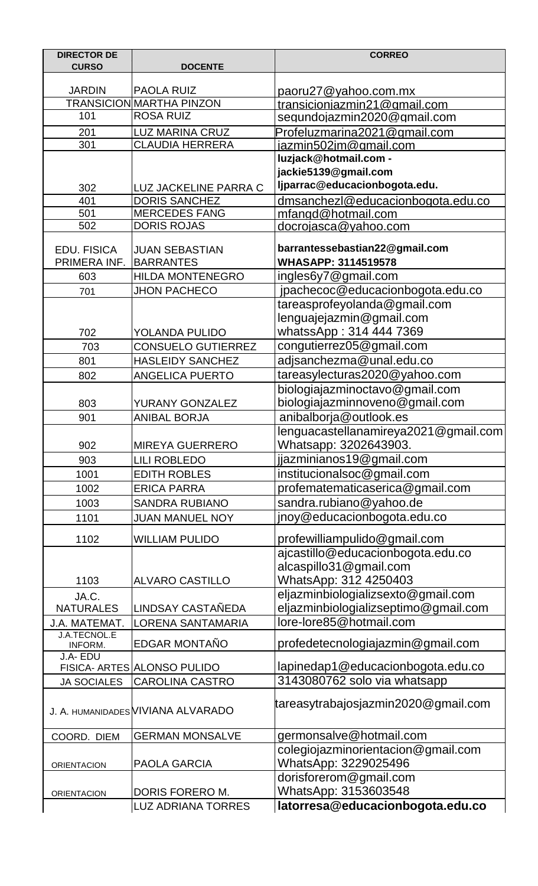| DIRECTOR DE CURSO | DOCENTE | CORREO |
|---|---|---|
| JARDIN | PAOLA RUIZ | paoru27@yahoo.com.mx |
| TRANSICION | MARTHA PINZON | transicionjazmin21@gmail.com |
| 101 | ROSA RUIZ | segundojazmin2020@gmail.com |
| 201 | LUZ MARINA CRUZ | Profeluzmarina2021@gmail.com |
| 301 | CLAUDIA HERRERA | jazmin502jm@gmail.com |
| 302 | LUZ JACKELINE PARRA C | **luzjack@hotmail.com - jackie5139@gmail.com ljparrac@educacionbogota.edu.** |
| 401 | DORIS SANCHEZ | dmsanchezl@educacionbogota.edu.co |
| 501 | MERCEDES FANG | mfangd@hotmail.com |
| 502 | DORIS ROJAS | docrojasca@yahoo.com |
| EDU. FISICA PRIMERA INF. | JUAN SEBASTIAN BARRANTES | **barrantessebastian22@gmail.com WHASAPP: 3114519578** |
| 603 | HILDA MONTENEGRO | ingles6y7@gmail.com |
| 701 | JHON PACHECO | jpachecoc@educacionbogota.edu.co |
| 702 | YOLANDA PULIDO | tareasprofeyolanda@gmail.com lenguajejazmin@gmail.com whatssApp : 314 444 7369 |
| 703 | CONSUELO GUTIERREZ | congutierrez05@gmail.com |
| 801 | HASLEIDY SANCHEZ | adjsanchezma@unal.edu.co |
| 802 | ANGELICA PUERTO | tareasylecturas2020@yahoo.com |
| 803 | YURANY GONZALEZ | biologiajazminoctavo@gmail.com biologiajazminnoveno@gmail.com |
| 901 | ANIBAL BORJA | anibalborja@outlook.es |
| 902 | MIREYA GUERRERO | lenguacastellanamireya2021@gmail.com Whatsapp: 3202643903. |
| 903 | LILI ROBLEDO | jjazminianos19@gmail.com |
| 1001 | EDITH ROBLES | institucionalsoc@gmail.com |
| 1002 | ERICA PARRA | profematematicaserica@gmail.com |
| 1003 | SANDRA RUBIANO | sandra.rubiano@yahoo.de |
| 1101 | JUAN MANUEL NOY | jnoy@educacionbogota.edu.co |
| 1102 | WILLIAM PULIDO | profewilliampulido@gmail.com |
| 1103 | ALVARO CASTILLO | ajcastillo@educacionbogota.edu.co alcaspillo31@gmail.com WhatsApp: 312 4250403 |
| JA.C. NATURALES | LINDSAY CASTAÑEDA | eljazminbiologializsexto@gmail.com eljazminbiologializseptimo@gmail.com |
| J.A. MATEMAT. | LORENA SANTAMARIA | lore-lore85@hotmail.com |
| J.A.TECNOL.E INFORM. | EDGAR MONTAÑO | profedetecnologiajazmin@gmail.com |
| J.A- EDU FISICA- ARTES | ALONSO PULIDO | lapinedap1@educacionbogota.edu.co |
| JA SOCIALES | CAROLINA CASTRO | 3143080762 solo via whatsapp |
| J. A. HUMANIDADES | VIVIANA ALVARADO | tareasytrabajosjazmin2020@gmail.com |
| COORD. DIEM | GERMAN MONSALVE | germonsalve@hotmail.com |
| ORIENTACION | PAOLA GARCIA | colegiojazminorientacion@gmail.com WhatsApp: 3229025496 |
| ORIENTACION | DORIS FORERO M. | dorisforerom@gmail.com WhatsApp: 3153603548 |
| | LUZ ADRIANA TORRES | **latorresa@educacionbogota.edu.co** |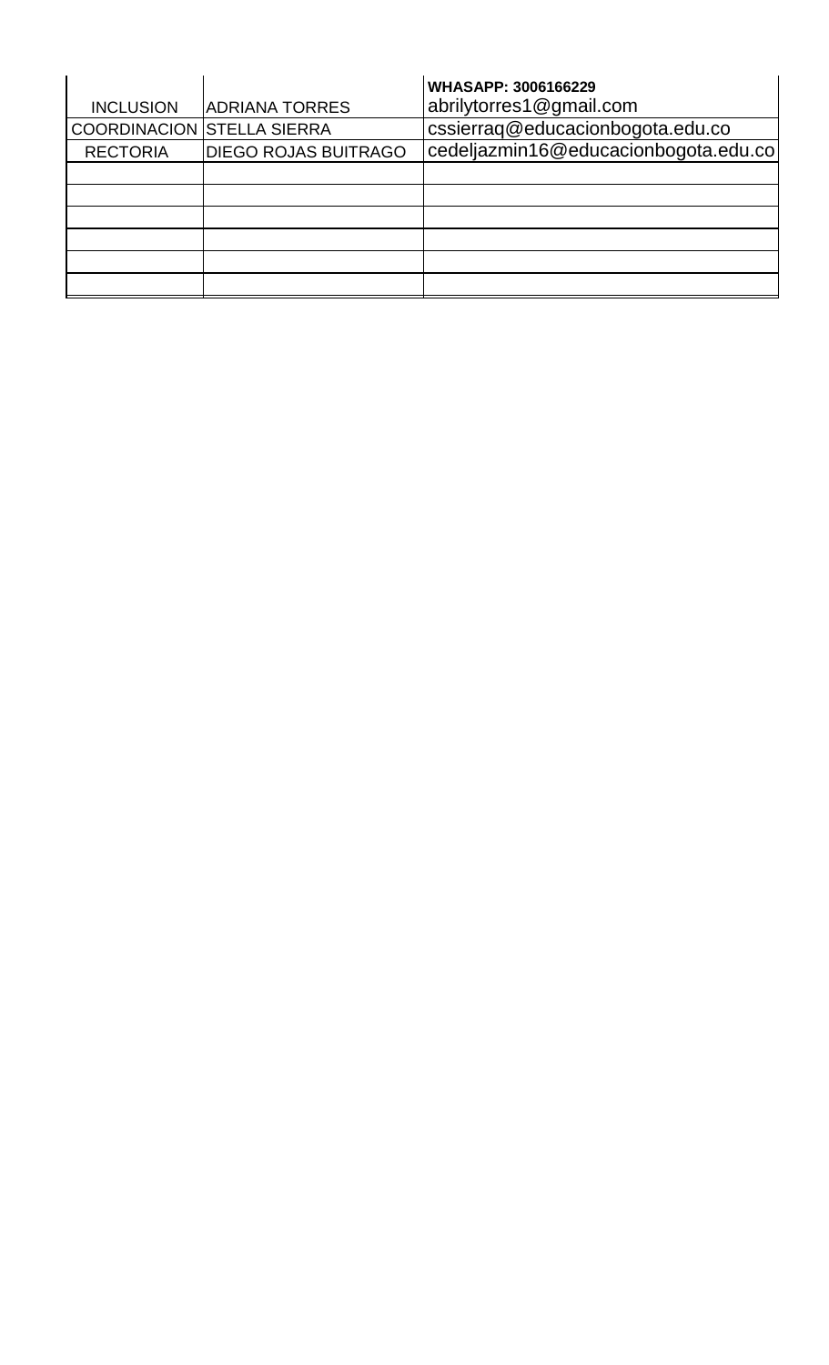| | | |
|---|---|---|
| INCLUSION | ADRIANA TORRES | **WHASAPP: 3006166229** abrilytorres1@gmail.com |
| COORDINACION | STELLA SIERRA | cssierraq@educacionbogota.edu.co |
| RECTORIA | DIEGO ROJAS BUITRAGO | cedeljazmin16@educacionbogota.edu.co |
| | | |
| | | |
| | | |
| | | |
| | | |
| | | |